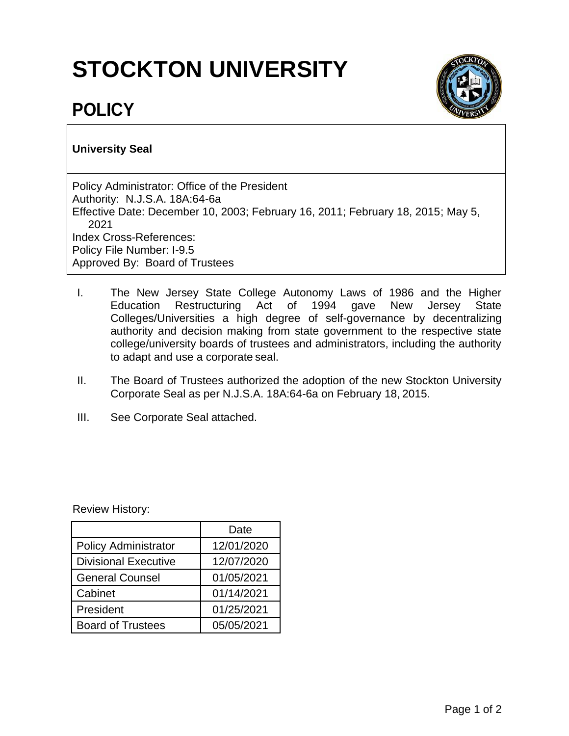# STOCKTON UNIVERSITY

# POLICY

**University Seal**

Policy Administrator: Office of the President
Authority: N.J.S.A. 18A:64-6a
Effective Date: December 10, 2003; February 16, 2011; February 18, 2015; May 5, 2021
Index Cross-References:
Policy File Number: I-9.5
Approved By: Board of Trustees

I. The New Jersey State College Autonomy Laws of 1986 and the Higher Education Restructuring Act of 1994 gave New Jersey State Colleges/Universities a high degree of self-governance by decentralizing authority and decision making from state government to the respective state college/university boards of trustees and administrators, including the authority to adapt and use a corporate seal.

II. The Board of Trustees authorized the adoption of the new Stockton University Corporate Seal as per N.J.S.A. 18A:64-6a on February 18, 2015.

III. See Corporate Seal attached.

Review History:

| | Date |
|---|---|
| Policy Administrator | 12/01/2020 |
| Divisional Executive | 12/07/2020 |
| General Counsel | 01/05/2021 |
| Cabinet | 01/14/2021 |
| President | 01/25/2021 |
| Board of Trustees | 05/05/2021 |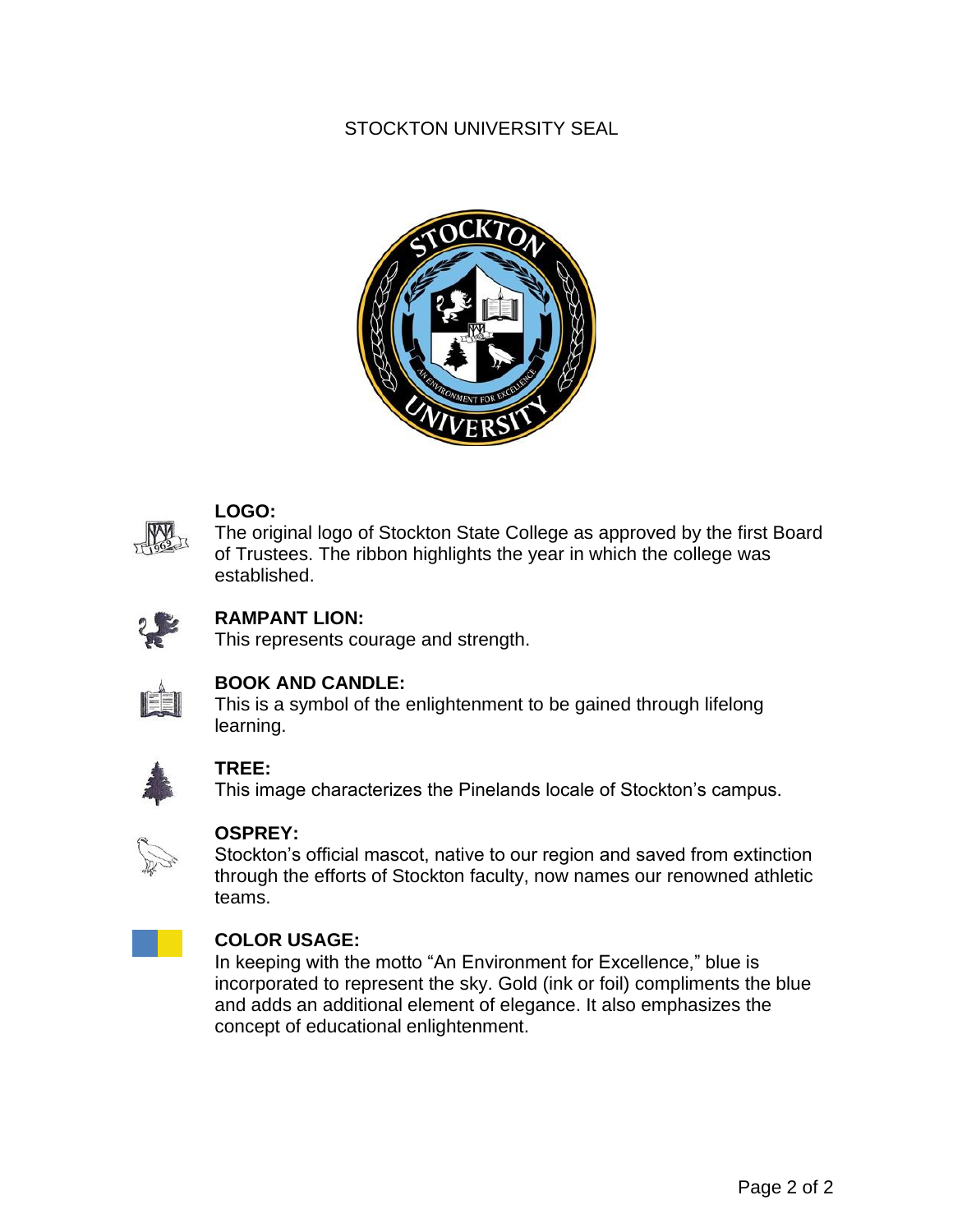# STOCKTON UNIVERSITY SEAL

**LOGO:**
The original logo of Stockton State College as approved by the first Board of Trustees. The ribbon highlights the year in which the college was established.

**RAMPANT LION:**
This represents courage and strength.

**BOOK AND CANDLE:**
This is a symbol of the enlightenment to be gained through lifelong learning.

**TREE:**
This image characterizes the Pinelands locale of Stockton's campus.

**OSPREY:**
Stockton's official mascot, native to our region and saved from extinction through the efforts of Stockton faculty, now names our renowned athletic teams.

**COLOR USAGE:**
In keeping with the motto "An Environment for Excellence," blue is incorporated to represent the sky. Gold (ink or foil) compliments the blue and adds an additional element of elegance. It also emphasizes the concept of educational enlightenment.